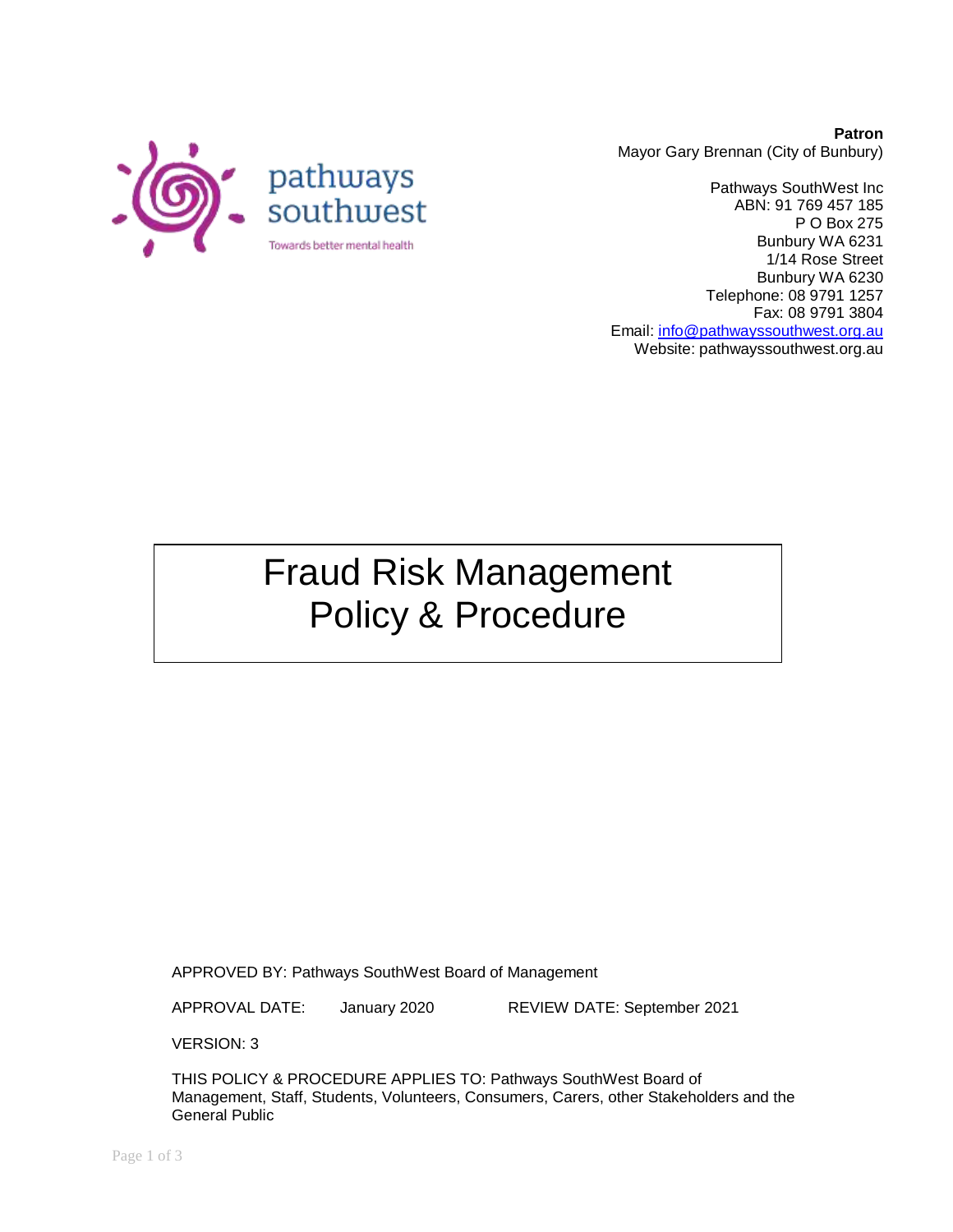pathways southwest

Towards better mental health

**Patron**
Mayor Gary Brennan (City of Bunbury)

Pathways SouthWest Inc
ABN: 91 769 457 185
P O Box 275
Bunbury WA 6231
1/14 Rose Street
Bunbury WA 6230
Telephone: 08 9791 1257
Fax: 08 9791 3804
Email: info@pathwayssouthwest.org.au
Website: pathwayssouthwest.org.au

# Fraud Risk Management Policy & Procedure

APPROVED BY: Pathways SouthWest Board of Management

APPROVAL DATE: January 2020 REVIEW DATE: September 2021

VERSION: 3

THIS POLICY & PROCEDURE APPLIES TO: Pathways SouthWest Board of Management, Staff, Students, Volunteers, Consumers, Carers, other Stakeholders and the General Public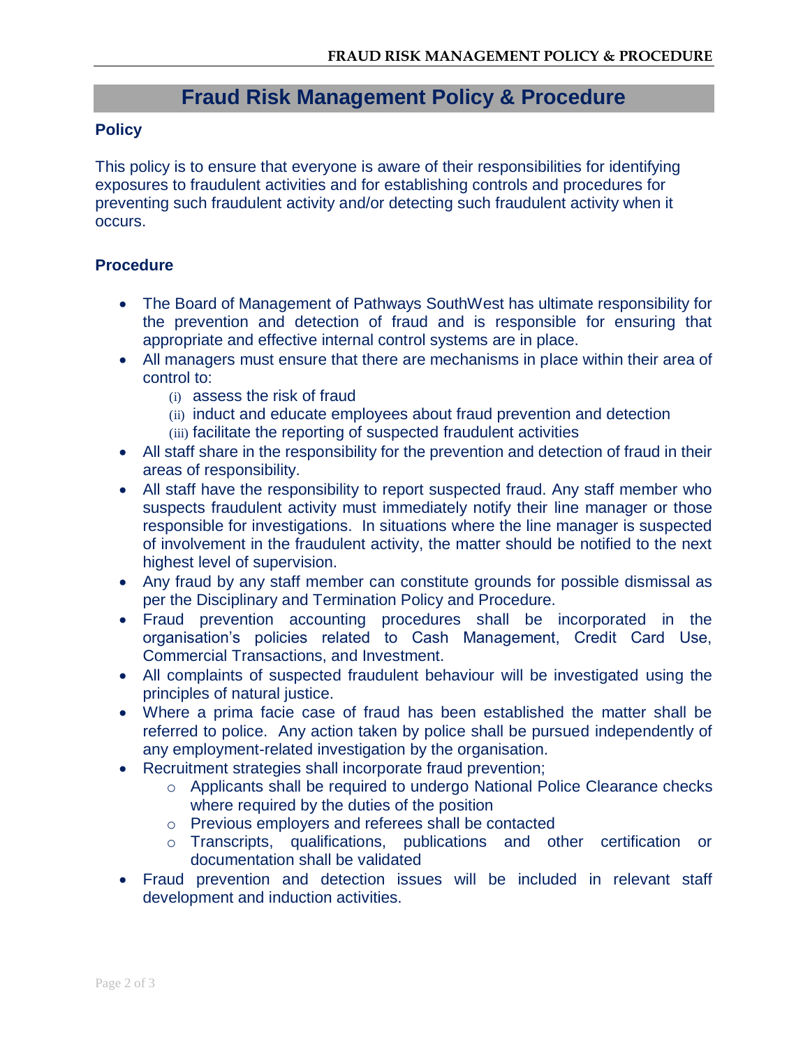# Fraud Risk Management Policy & Procedure

## Policy

This policy is to ensure that everyone is aware of their responsibilities for identifying exposures to fraudulent activities and for establishing controls and procedures for preventing such fraudulent activity and/or detecting such fraudulent activity when it occurs.

## Procedure

- The Board of Management of Pathways SouthWest has ultimate responsibility for the prevention and detection of fraud and is responsible for ensuring that appropriate and effective internal control systems are in place.
- All managers must ensure that there are mechanisms in place within their area of control to:
  - (i) assess the risk of fraud
  - (ii) induct and educate employees about fraud prevention and detection
  - (iii) facilitate the reporting of suspected fraudulent activities
- All staff share in the responsibility for the prevention and detection of fraud in their areas of responsibility.
- All staff have the responsibility to report suspected fraud. Any staff member who suspects fraudulent activity must immediately notify their line manager or those responsible for investigations. In situations where the line manager is suspected of involvement in the fraudulent activity, the matter should be notified to the next highest level of supervision.
- Any fraud by any staff member can constitute grounds for possible dismissal as per the Disciplinary and Termination Policy and Procedure.
- Fraud prevention accounting procedures shall be incorporated in the organisation's policies related to Cash Management, Credit Card Use, Commercial Transactions, and Investment.
- All complaints of suspected fraudulent behaviour will be investigated using the principles of natural justice.
- Where a prima facie case of fraud has been established the matter shall be referred to police. Any action taken by police shall be pursued independently of any employment-related investigation by the organisation.
- Recruitment strategies shall incorporate fraud prevention;
  - Applicants shall be required to undergo National Police Clearance checks where required by the duties of the position
  - Previous employers and referees shall be contacted
  - Transcripts, qualifications, publications and other certification or documentation shall be validated
- Fraud prevention and detection issues will be included in relevant staff development and induction activities.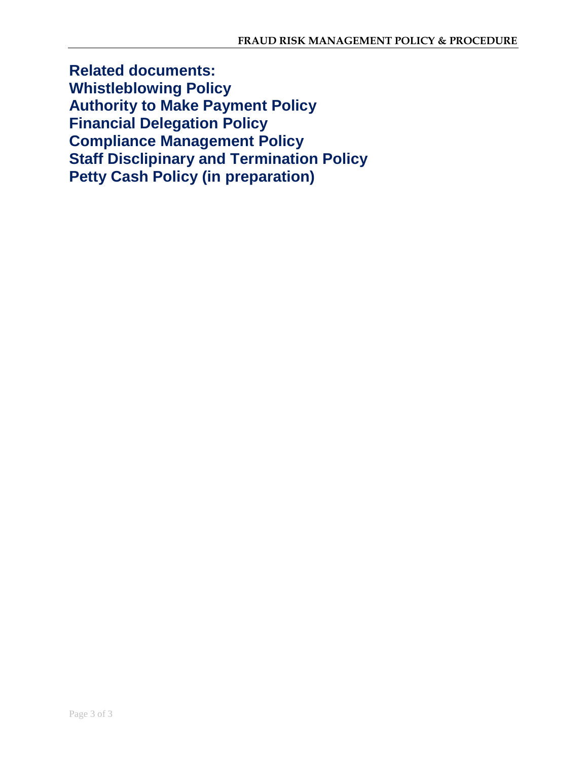**Related documents:**
**Whistleblowing Policy**
**Authority to Make Payment Policy**
**Financial Delegation Policy**
**Compliance Management Policy**
**Staff Disclipinary and Termination Policy**
**Petty Cash Policy (in preparation)**